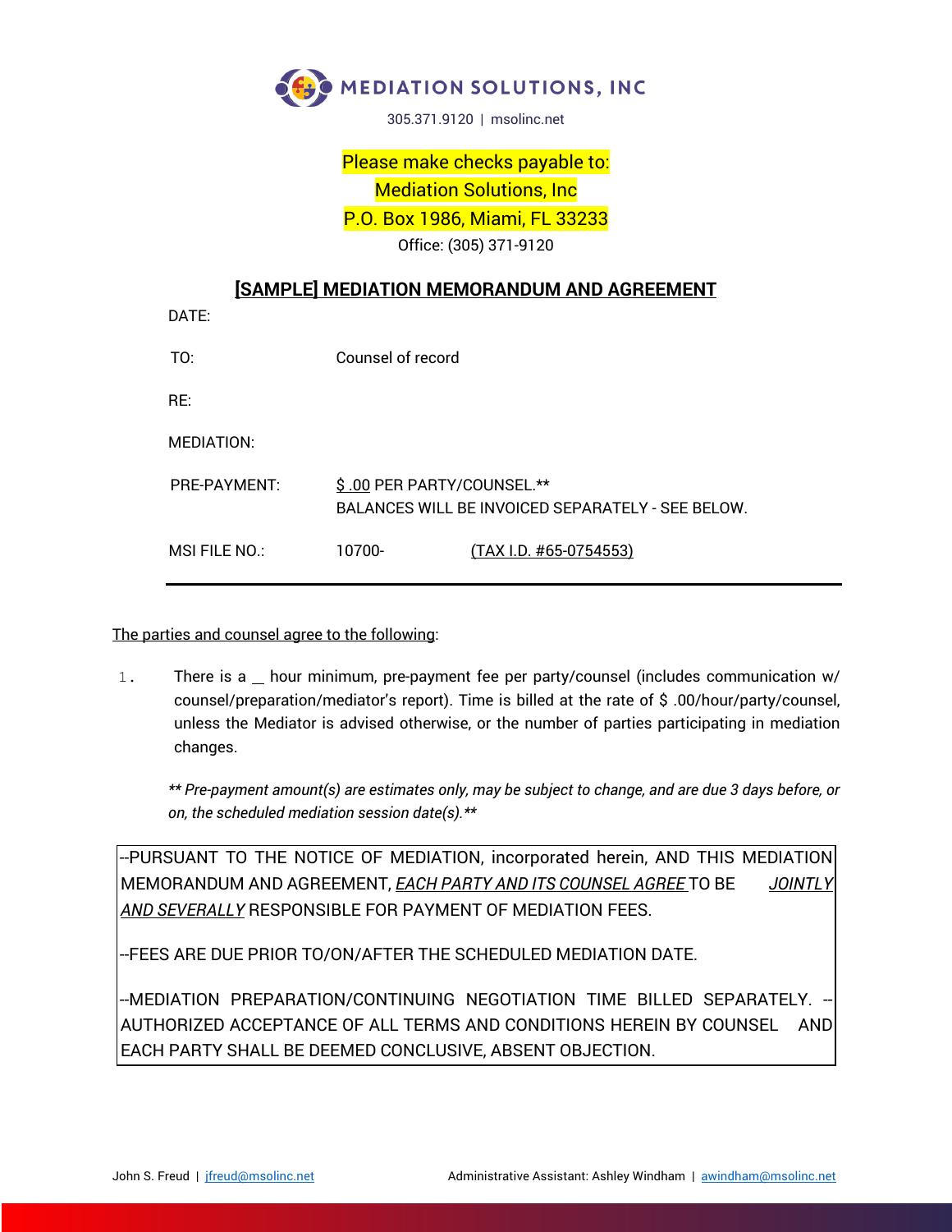**MEDIATION SOLUTIONS, INC**

305.371.9120 | msolinc.net

Please make checks payable to:
Mediation Solutions, Inc
P.O. Box 1986, Miami, FL 33233
Office: (305) 371-9120

## [SAMPLE] MEDIATION MEMORANDUM AND AGREEMENT

| | |
|---|---|
| DATE: | |
| TO: | Counsel of record |
| RE: | |
| MEDIATION: | |
| PRE-PAYMENT: | $ .00 PER PARTY/COUNSEL.** BALANCES WILL BE INVOICED SEPARATELY - SEE BELOW. |
| MSI FILE NO.: | 10700- (TAX I.D. #65-0754553) |

The parties and counsel agree to the following:

1. There is a __ hour minimum, pre-payment fee per party/counsel (includes communication w/ counsel/preparation/mediator's report). Time is billed at the rate of $ .00/hour/party/counsel, unless the Mediator is advised otherwise, or the number of parties participating in mediation changes.

*** Pre-payment amount(s) are estimates only, may be subject to change, and are due 3 days before, or on, the scheduled mediation session date(s).***

--PURSUANT TO THE NOTICE OF MEDIATION, incorporated herein, AND THIS MEDIATION MEMORANDUM AND AGREEMENT, *EACH PARTY AND ITS COUNSEL AGREE* TO BE *JOINTLY AND SEVERALLY* RESPONSIBLE FOR PAYMENT OF MEDIATION FEES.

--FEES ARE DUE PRIOR TO/ON/AFTER THE SCHEDULED MEDIATION DATE.

--MEDIATION PREPARATION/CONTINUING NEGOTIATION TIME BILLED SEPARATELY. --AUTHORIZED ACCEPTANCE OF ALL TERMS AND CONDITIONS HEREIN BY COUNSEL AND EACH PARTY SHALL BE DEEMED CONCLUSIVE, ABSENT OBJECTION.

John S. Freud | jfreud@msolinc.net    Administrative Assistant: Ashley Windham | awindham@msolinc.net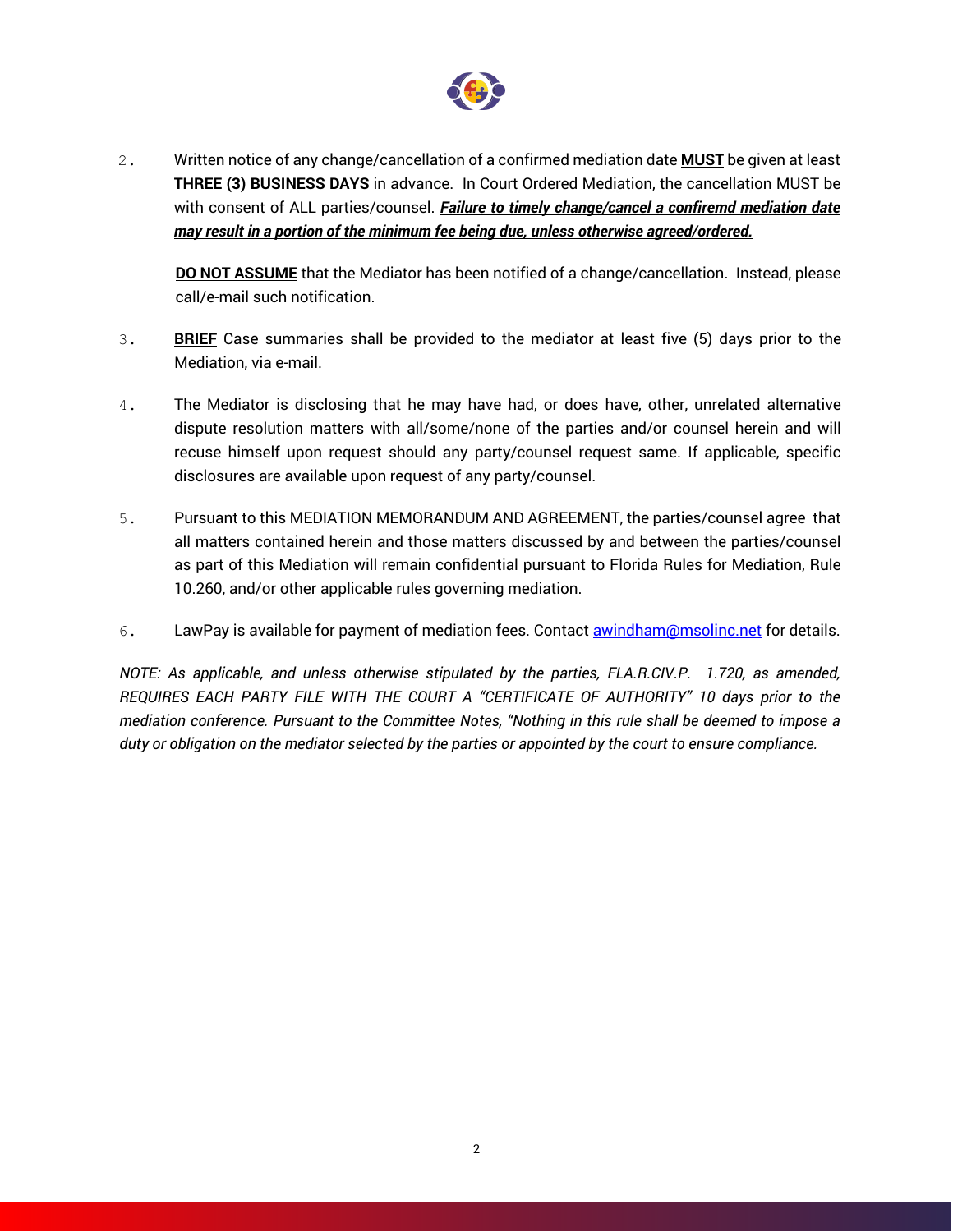2. Written notice of any change/cancellation of a confirmed mediation date **<u>MUST</u>** be given at least **THREE (3) BUSINESS DAYS** in advance. In Court Ordered Mediation, the cancellation MUST be with consent of ALL parties/counsel. ***<u>Failure to timely change/cancel a confiremd mediation date may result in a portion of the minimum fee being due, unless otherwise agreed/ordered.</u>***

   **<u>DO NOT ASSUME</u>** that the Mediator has been notified of a change/cancellation. Instead, please call/e-mail such notification.

3. **<u>BRIEF</u>** Case summaries shall be provided to the mediator at least five (5) days prior to the Mediation, via e-mail.

4. The Mediator is disclosing that he may have had, or does have, other, unrelated alternative dispute resolution matters with all/some/none of the parties and/or counsel herein and will recuse himself upon request should any party/counsel request same. If applicable, specific disclosures are available upon request of any party/counsel.

5. Pursuant to this MEDIATION MEMORANDUM AND AGREEMENT, the parties/counsel agree that all matters contained herein and those matters discussed by and between the parties/counsel as part of this Mediation will remain confidential pursuant to Florida Rules for Mediation, Rule 10.260, and/or other applicable rules governing mediation.

6. LawPay is available for payment of mediation fees. Contact [awindham@msolinc.net](mailto:awindham@msolinc.net) for details.

*NOTE: As applicable, and unless otherwise stipulated by the parties, FLA.R.CIV.P. 1.720, as amended, REQUIRES EACH PARTY FILE WITH THE COURT A "CERTIFICATE OF AUTHORITY" 10 days prior to the mediation conference. Pursuant to the Committee Notes, "Nothing in this rule shall be deemed to impose a duty or obligation on the mediator selected by the parties or appointed by the court to ensure compliance.*